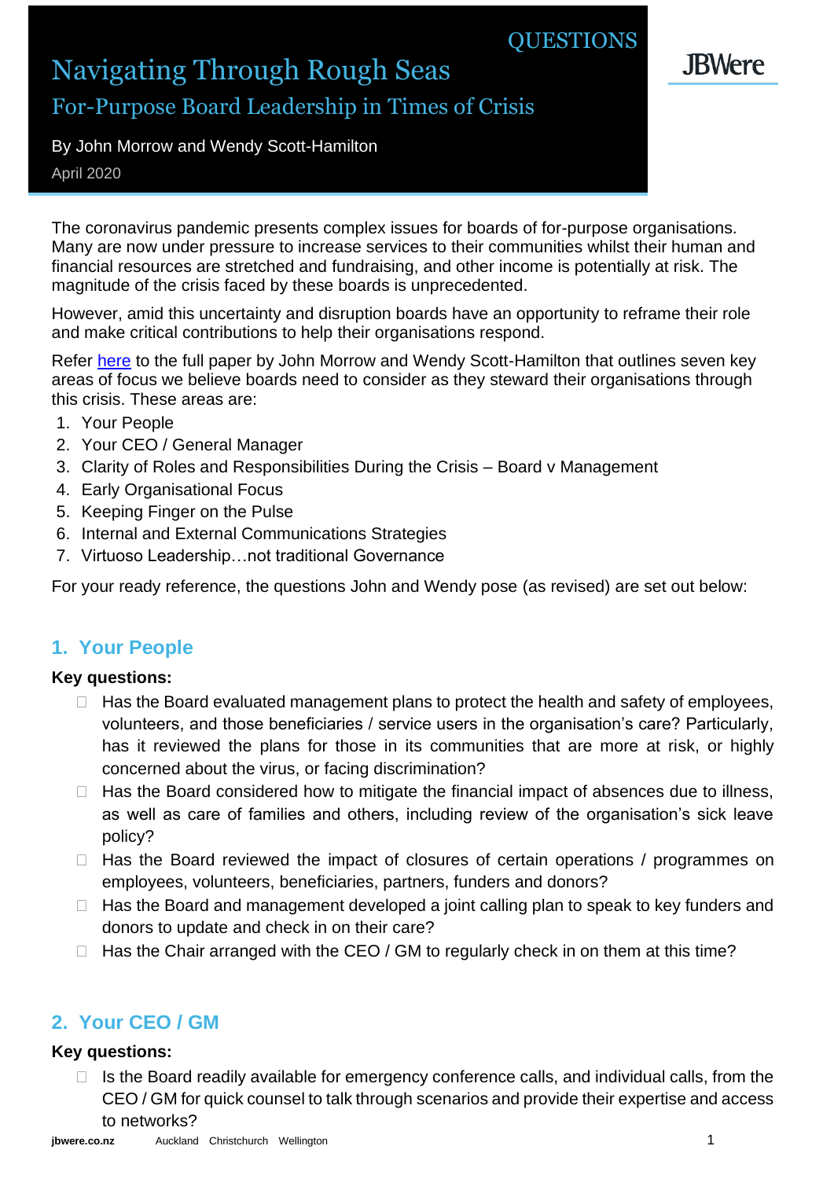QUESTIONS

# Navigating Through Rough Seas

## For-Purpose Board Leadership in Times of Crisis

By John Morrow and Wendy Scott-Hamilton

April 2020

JBWere

The coronavirus pandemic presents complex issues for boards of for-purpose organisations. Many are now under pressure to increase services to their communities whilst their human and financial resources are stretched and fundraising, and other income is potentially at risk. The magnitude of the crisis faced by these boards is unprecedented.

However, amid this uncertainty and disruption boards have an opportunity to reframe their role and make critical contributions to help their organisations respond.

Refer here to the full paper by John Morrow and Wendy Scott-Hamilton that outlines seven key areas of focus we believe boards need to consider as they steward their organisations through this crisis. These areas are:

1. Your People
2. Your CEO / General Manager
3. Clarity of Roles and Responsibilities During the Crisis – Board v Management
4. Early Organisational Focus
5. Keeping Finger on the Pulse
6. Internal and External Communications Strategies
7. Virtuoso Leadership…not traditional Governance

For your ready reference, the questions John and Wendy pose (as revised) are set out below:

## 1. Your People

**Key questions:**

- Has the Board evaluated management plans to protect the health and safety of employees, volunteers, and those beneficiaries / service users in the organisation's care? Particularly, has it reviewed the plans for those in its communities that are more at risk, or highly concerned about the virus, or facing discrimination?
- Has the Board considered how to mitigate the financial impact of absences due to illness, as well as care of families and others, including review of the organisation's sick leave policy?
- Has the Board reviewed the impact of closures of certain operations / programmes on employees, volunteers, beneficiaries, partners, funders and donors?
- Has the Board and management developed a joint calling plan to speak to key funders and donors to update and check in on their care?
- Has the Chair arranged with the CEO / GM to regularly check in on them at this time?

## 2. Your CEO / GM

**Key questions:**

- Is the Board readily available for emergency conference calls, and individual calls, from the CEO / GM for quick counsel to talk through scenarios and provide their expertise and access to networks?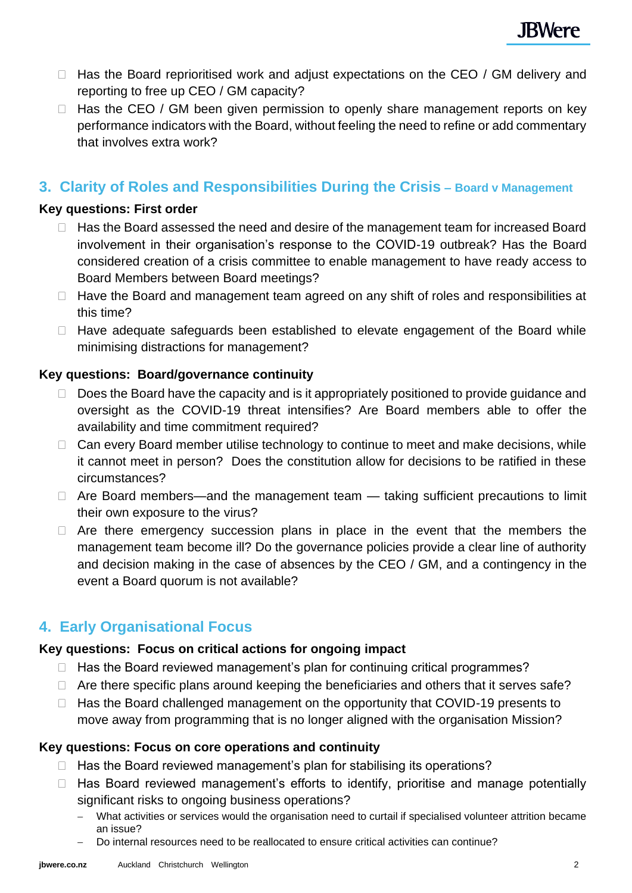- Has the Board reprioritised work and adjust expectations on the CEO / GM delivery and reporting to free up CEO / GM capacity?
- Has the CEO / GM been given permission to openly share management reports on key performance indicators with the Board, without feeling the need to refine or add commentary that involves extra work?

## 3. Clarity of Roles and Responsibilities During the Crisis – Board v Management

**Key questions: First order**

- Has the Board assessed the need and desire of the management team for increased Board involvement in their organisation's response to the COVID-19 outbreak? Has the Board considered creation of a crisis committee to enable management to have ready access to Board Members between Board meetings?
- Have the Board and management team agreed on any shift of roles and responsibilities at this time?
- Have adequate safeguards been established to elevate engagement of the Board while minimising distractions for management?

**Key questions: Board/governance continuity**

- Does the Board have the capacity and is it appropriately positioned to provide guidance and oversight as the COVID-19 threat intensifies? Are Board members able to offer the availability and time commitment required?
- Can every Board member utilise technology to continue to meet and make decisions, while it cannot meet in person? Does the constitution allow for decisions to be ratified in these circumstances?
- Are Board members—and the management team — taking sufficient precautions to limit their own exposure to the virus?
- Are there emergency succession plans in place in the event that the members the management team become ill? Do the governance policies provide a clear line of authority and decision making in the case of absences by the CEO / GM, and a contingency in the event a Board quorum is not available?

## 4. Early Organisational Focus

**Key questions: Focus on critical actions for ongoing impact**

- Has the Board reviewed management's plan for continuing critical programmes?
- Are there specific plans around keeping the beneficiaries and others that it serves safe?
- Has the Board challenged management on the opportunity that COVID-19 presents to move away from programming that is no longer aligned with the organisation Mission?

**Key questions: Focus on core operations and continuity**

- Has the Board reviewed management's plan for stabilising its operations?
- Has Board reviewed management's efforts to identify, prioritise and manage potentially significant risks to ongoing business operations?
  - What activities or services would the organisation need to curtail if specialised volunteer attrition became an issue?
  - Do internal resources need to be reallocated to ensure critical activities can continue?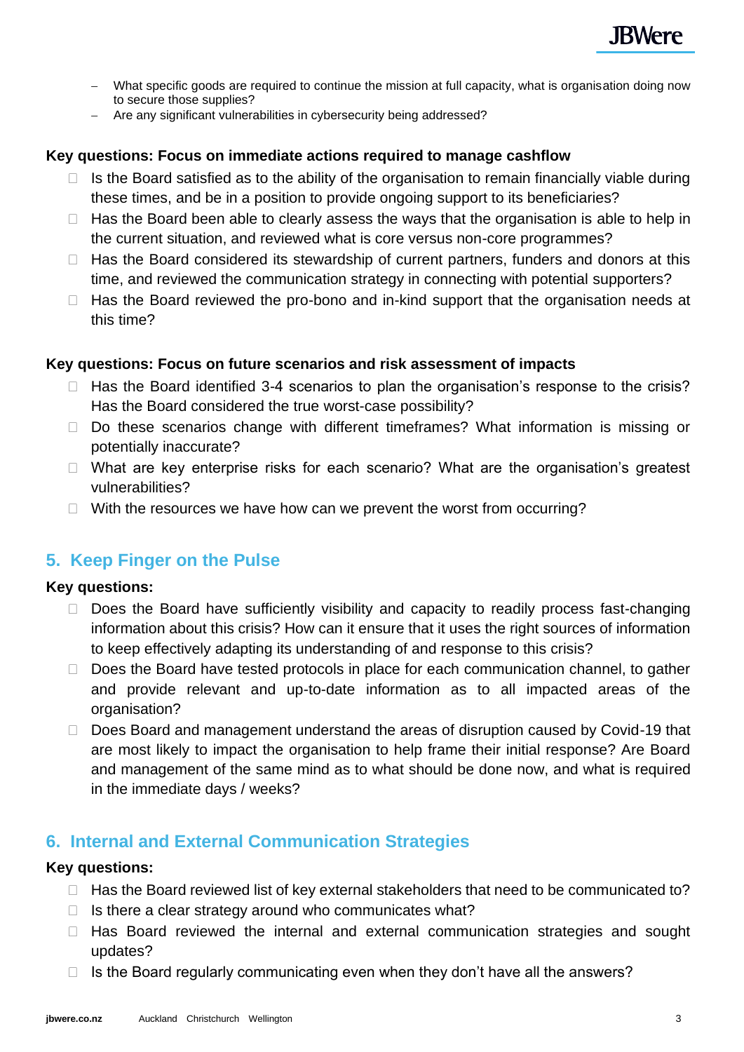- What specific goods are required to continue the mission at full capacity, what is organisation doing now to secure those supplies?
- Are any significant vulnerabilities in cybersecurity being addressed?

**Key questions: Focus on immediate actions required to manage cashflow**

- Is the Board satisfied as to the ability of the organisation to remain financially viable during these times, and be in a position to provide ongoing support to its beneficiaries?
- Has the Board been able to clearly assess the ways that the organisation is able to help in the current situation, and reviewed what is core versus non-core programmes?
- Has the Board considered its stewardship of current partners, funders and donors at this time, and reviewed the communication strategy in connecting with potential supporters?
- Has the Board reviewed the pro-bono and in-kind support that the organisation needs at this time?

**Key questions: Focus on future scenarios and risk assessment of impacts**

- Has the Board identified 3-4 scenarios to plan the organisation's response to the crisis? Has the Board considered the true worst-case possibility?
- Do these scenarios change with different timeframes? What information is missing or potentially inaccurate?
- What are key enterprise risks for each scenario? What are the organisation's greatest vulnerabilities?
- With the resources we have how can we prevent the worst from occurring?

## 5. Keep Finger on the Pulse

**Key questions:**

- Does the Board have sufficiently visibility and capacity to readily process fast-changing information about this crisis? How can it ensure that it uses the right sources of information to keep effectively adapting its understanding of and response to this crisis?
- Does the Board have tested protocols in place for each communication channel, to gather and provide relevant and up-to-date information as to all impacted areas of the organisation?
- Does Board and management understand the areas of disruption caused by Covid-19 that are most likely to impact the organisation to help frame their initial response? Are Board and management of the same mind as to what should be done now, and what is required in the immediate days / weeks?

## 6. Internal and External Communication Strategies

**Key questions:**

- Has the Board reviewed list of key external stakeholders that need to be communicated to?
- Is there a clear strategy around who communicates what?
- Has Board reviewed the internal and external communication strategies and sought updates?
- Is the Board regularly communicating even when they don't have all the answers?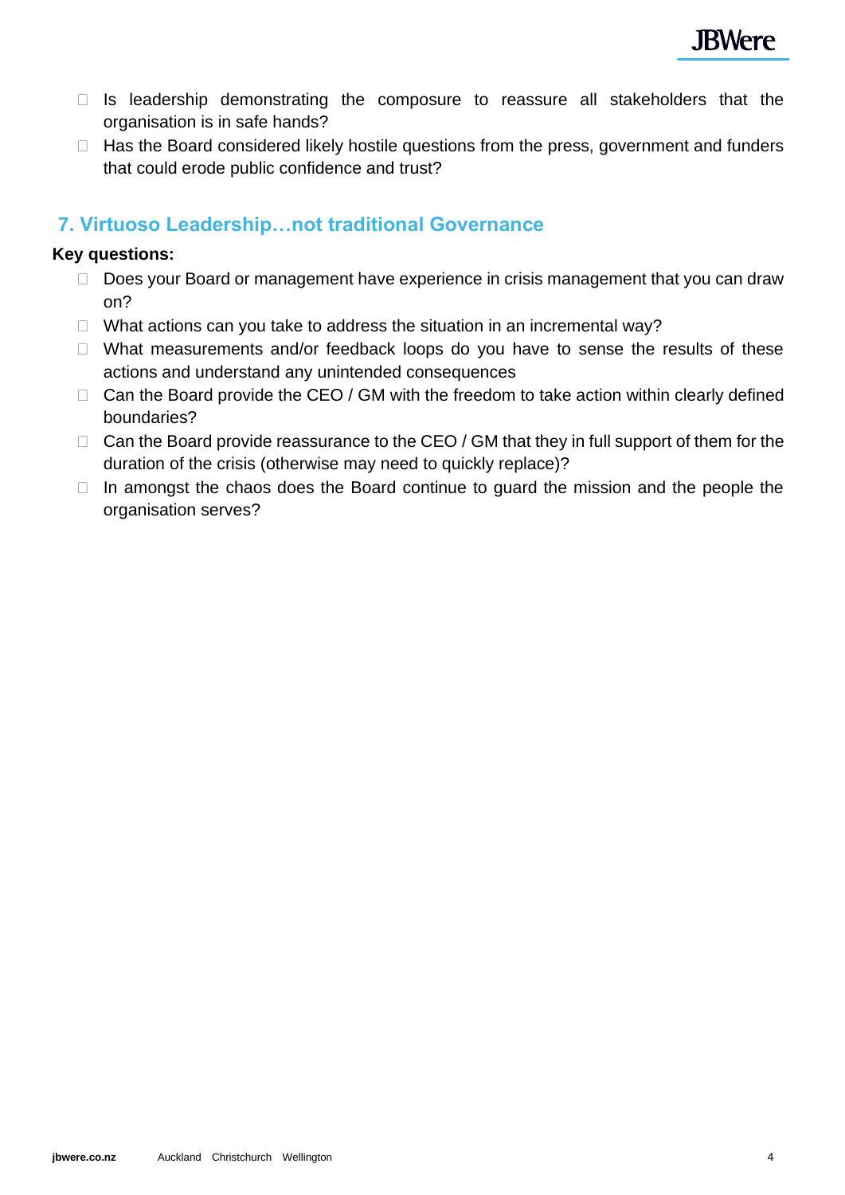- Is leadership demonstrating the composure to reassure all stakeholders that the organisation is in safe hands?
- Has the Board considered likely hostile questions from the press, government and funders that could erode public confidence and trust?

## 7. Virtuoso Leadership…not traditional Governance

**Key questions:**

- Does your Board or management have experience in crisis management that you can draw on?
- What actions can you take to address the situation in an incremental way?
- What measurements and/or feedback loops do you have to sense the results of these actions and understand any unintended consequences
- Can the Board provide the CEO / GM with the freedom to take action within clearly defined boundaries?
- Can the Board provide reassurance to the CEO / GM that they in full support of them for the duration of the crisis (otherwise may need to quickly replace)?
- In amongst the chaos does the Board continue to guard the mission and the people the organisation serves?